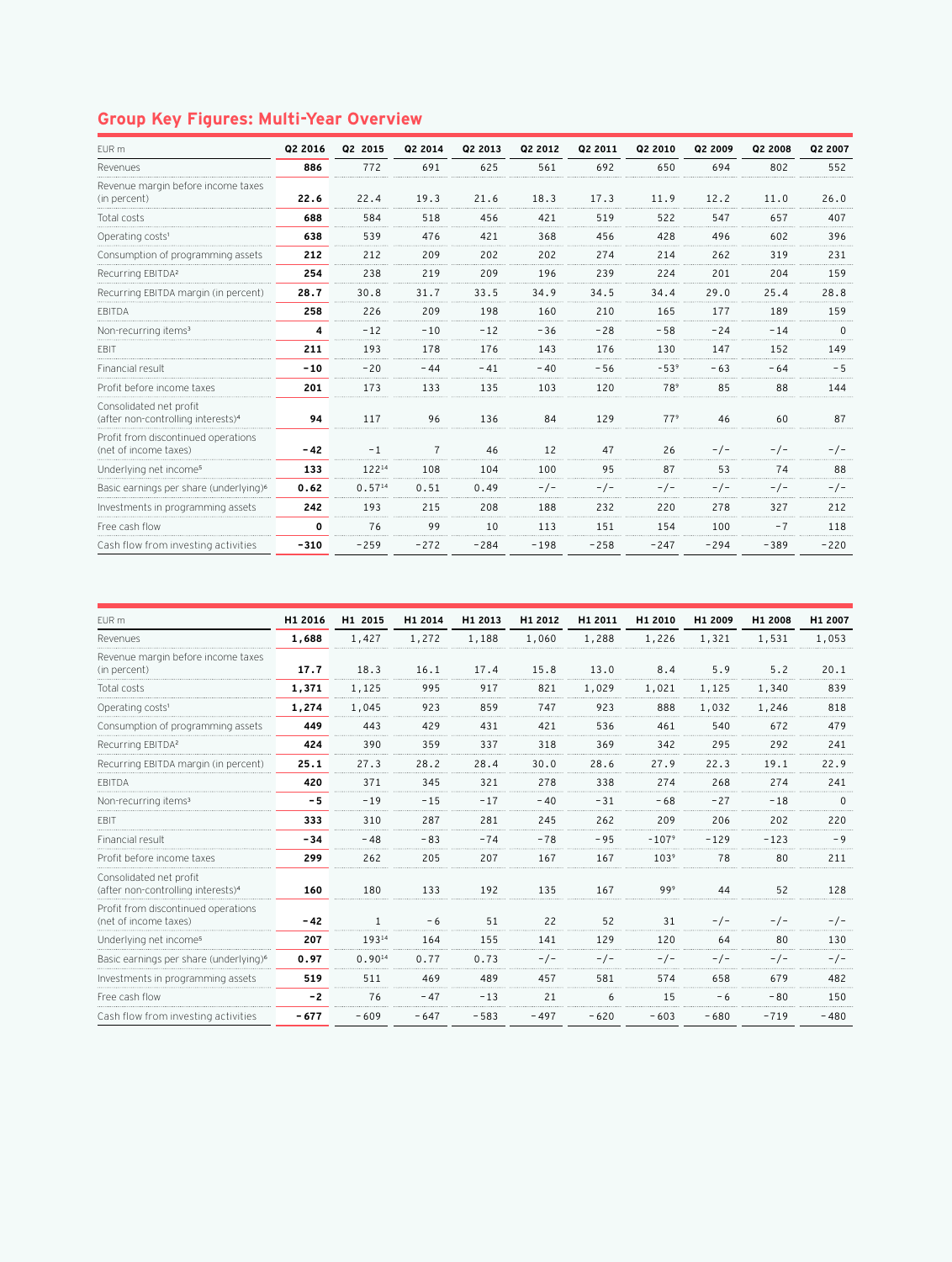## Group Key Figures: Multi-Year Overview

| EUR m | Q2 2016 | Q2 2015 | Q2 2014 | Q2 2013 | Q2 2012 | Q2 2011 | Q2 2010 | Q2 2009 | Q2 2008 | Q2 2007 |
|---|---|---|---|---|---|---|---|---|---|---|
| Revenues | **886** | 772 | 691 | 625 | 561 | 692 | 650 | 694 | 802 | 552 |
| Revenue margin before income taxes (in percent) | **22.6** | 22.4 | 19.3 | 21.6 | 18.3 | 17.3 | 11.9 | 12.2 | 11.0 | 26.0 |
| Total costs | **688** | 584 | 518 | 456 | 421 | 519 | 522 | 547 | 657 | 407 |
| Operating costs[1] | **638** | 539 | 476 | 421 | 368 | 456 | 428 | 496 | 602 | 396 |
| Consumption of programming assets | **212** | 212 | 209 | 202 | 202 | 274 | 214 | 262 | 319 | 231 |
| Recurring EBITDA[2] | **254** | 238 | 219 | 209 | 196 | 239 | 224 | 201 | 204 | 159 |
| Recurring EBITDA margin (in percent) | **28.7** | 30.8 | 31.7 | 33.5 | 34.9 | 34.5 | 34.4 | 29.0 | 25.4 | 28.8 |
| EBITDA | **258** | 226 | 209 | 198 | 160 | 210 | 165 | 177 | 189 | 159 |
| Non-recurring items[3] | **4** | -12 | -10 | -12 | -36 | -28 | -58 | -24 | -14 | 0 |
| EBIT | **211** | 193 | 178 | 176 | 143 | 176 | 130 | 147 | 152 | 149 |
| Financial result | **-10** | -20 | -44 | -41 | -40 | -56 | -53[9] | -63 | -64 | -5 |
| Profit before income taxes | **201** | 173 | 133 | 135 | 103 | 120 | 78[9] | 85 | 88 | 144 |
| Consolidated net profit (after non-controlling interests)[4] | **94** | 117 | 96 | 136 | 84 | 129 | 77[9] | 46 | 60 | 87 |
| Profit from discontinued operations (net of income taxes) | **-42** | -1 | 7 | 46 | 12 | 47 | 26 | -/- | -/- | -/- |
| Underlying net income[5] | **133** | 122[14] | 108 | 104 | 100 | 95 | 87 | 53 | 74 | 88 |
| Basic earnings per share (underlying)[6] | **0.62** | 0.57[14] | 0.51 | 0.49 | -/- | -/- | -/- | -/- | -/- | -/- |
| Investments in programming assets | **242** | 193 | 215 | 208 | 188 | 232 | 220 | 278 | 327 | 212 |
| Free cash flow | **0** | 76 | 99 | 10 | 113 | 151 | 154 | 100 | -7 | 118 |
| Cash flow from investing activities | **-310** | -259 | -272 | -284 | -198 | -258 | -247 | -294 | -389 | -220 |

| EUR m | H1 2016 | H1 2015 | H1 2014 | H1 2013 | H1 2012 | H1 2011 | H1 2010 | H1 2009 | H1 2008 | H1 2007 |
|---|---|---|---|---|---|---|---|---|---|---|
| Revenues | **1,688** | 1,427 | 1,272 | 1,188 | 1,060 | 1,288 | 1,226 | 1,321 | 1,531 | 1,053 |
| Revenue margin before income taxes (in percent) | **17.7** | 18.3 | 16.1 | 17.4 | 15.8 | 13.0 | 8.4 | 5.9 | 5.2 | 20.1 |
| Total costs | **1,371** | 1,125 | 995 | 917 | 821 | 1,029 | 1,021 | 1,125 | 1,340 | 839 |
| Operating costs[1] | **1,274** | 1,045 | 923 | 859 | 747 | 923 | 888 | 1,032 | 1,246 | 818 |
| Consumption of programming assets | **449** | 443 | 429 | 431 | 421 | 536 | 461 | 540 | 672 | 479 |
| Recurring EBITDA[2] | **424** | 390 | 359 | 337 | 318 | 369 | 342 | 295 | 292 | 241 |
| Recurring EBITDA margin (in percent) | **25.1** | 27.3 | 28.2 | 28.4 | 30.0 | 28.6 | 27.9 | 22.3 | 19.1 | 22.9 |
| EBITDA | **420** | 371 | 345 | 321 | 278 | 338 | 274 | 268 | 274 | 241 |
| Non-recurring items[3] | **-5** | -19 | -15 | -17 | -40 | -31 | -68 | -27 | -18 | 0 |
| EBIT | **333** | 310 | 287 | 281 | 245 | 262 | 209 | 206 | 202 | 220 |
| Financial result | **-34** | -48 | -83 | -74 | -78 | -95 | -107[9] | -129 | -123 | -9 |
| Profit before income taxes | **299** | 262 | 205 | 207 | 167 | 167 | 103[9] | 78 | 80 | 211 |
| Consolidated net profit (after non-controlling interests)[4] | **160** | 180 | 133 | 192 | 135 | 167 | 99[9] | 44 | 52 | 128 |
| Profit from discontinued operations (net of income taxes) | **-42** | 1 | -6 | 51 | 22 | 52 | 31 | -/- | -/- | -/- |
| Underlying net income[5] | **207** | 193[14] | 164 | 155 | 141 | 129 | 120 | 64 | 80 | 130 |
| Basic earnings per share (underlying)[6] | **0.97** | 0.90[14] | 0.77 | 0.73 | -/- | -/- | -/- | -/- | -/- | -/- |
| Investments in programming assets | **519** | 511 | 469 | 489 | 457 | 581 | 574 | 658 | 679 | 482 |
| Free cash flow | **-2** | 76 | -47 | -13 | 21 | 6 | 15 | -6 | -80 | 150 |
| Cash flow from investing activities | **-677** | -609 | -647 | -583 | -497 | -620 | -603 | -680 | -719 | -480 |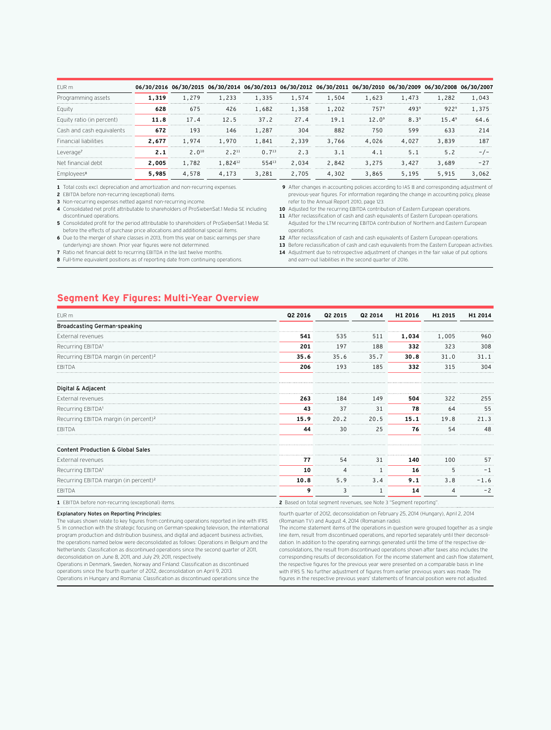| EUR m | 06/30/2016 | 06/30/2015 | 06/30/2014 | 06/30/2013 | 06/30/2012 | 06/30/2011 | 06/30/2010 | 06/30/2009 | 06/30/2008 | 06/30/2007 |
|---|---|---|---|---|---|---|---|---|---|---|
| Programming assets | **1,319** | 1,279 | 1,233 | 1,335 | 1,574 | 1,504 | 1,623 | 1,473 | 1,282 | 1,043 |
| Equity | **628** | 675 | 426 | 1,682 | 1,358 | 1,202 | 757[9] | 493[9] | 922[9] | 1,375 |
| Equity ratio (in percent) | **11.8** | 17.4 | 12.5 | 37.2 | 27.4 | 19.1 | 12.0[9] | 8.3[9] | 15.4[9] | 64.6 |
| Cash and cash equivalents | **672** | 193 | 146 | 1,287 | 304 | 882 | 750 | 599 | 633 | 214 |
| Financial liabilities | **2,677** | 1,974 | 1,970 | 1,841 | 2,339 | 3,766 | 4,026 | 4,027 | 3,839 | 187 |
| Leverage[7] | **2.1** | 2.0[10] | 2.2[11] | 0.7[13] | 2.3 | 3.1 | 4.1 | 5.1 | 5.2 | -/- |
| Net financial debt | **2,005** | 1,782 | 1,824[12] | 554[13] | 2,034 | 2,842 | 3,275 | 3,427 | 3,689 | -27 |
| Employees[8] | **5,985** | 4,578 | 4,173 | 3,281 | 2,705 | 4,302 | 3,865 | 5,195 | 5,915 | 3,062 |

1 Total costs excl. depreciation and amortization and non-recurring expenses.
2 EBITDA before non-recurring (exceptional) items.
3 Non-recurring expenses netted against non-recurring income.
4 Consolidated net profit attributable to shareholders of ProSiebenSat.1 Media SE including discontinued operations.
5 Consolidated profit for the period attributable to shareholders of ProSiebenSat.1 Media SE before the effects of purchase price allocations and additional special items.
6 Due to the merger of share classes in 2013, from this year on basic earnings per share (underlying) are shown. Prior year figures were not determined.
7 Ratio net financial debt to recurring EBITDA in the last twelve months.
8 Full-time equivalent positions as of reporting date from continuing operations.
9 After changes in accounting policies according to IAS 8 and corresponding adjustment of previous-year figures. For information regarding the change in accounting policy, please refer to the Annual Report 2010, page 123.
10 Adjusted for the recurring EBITDA contribution of Eastern European operations.
11 After reclassification of cash and cash equivalents of Eastern European operations. Adjusted for the LTM recurring EBITDA contribution of Northern and Eastern European operations.
12 After reclassification of cash and cash equivalents of Eastern European operations.
13 Before reclassification of cash and cash equivalents from the Eastern European activities.
14 Adjustment due to retrospective adjustment of changes in the fair value of put options and earn-out liabilities in the second quarter of 2016.

## Segment Key Figures: Multi-Year Overview

| EUR m | Q2 2016 | Q2 2015 | Q2 2014 | H1 2016 | H1 2015 | H1 2014 |
|---|---|---|---|---|---|---|
| **Broadcasting German-speaking** | | | | | | |
| External revenues | **541** | 535 | 511 | **1,034** | 1,005 | 960 |
| Recurring EBITDA[1] | **201** | 197 | 188 | **332** | 323 | 308 |
| Recurring EBITDA margin (in percent)[2] | **35.6** | 35.6 | 35.7 | **30.8** | 31.0 | 31.1 |
| EBITDA | **206** | 193 | 185 | **332** | 315 | 304 |
| **Digital & Adjacent** | | | | | | |
| External revenues | **263** | 184 | 149 | **504** | 322 | 255 |
| Recurring EBITDA[1] | **43** | 37 | 31 | **78** | 64 | 55 |
| Recurring EBITDA margin (in percent)[2] | **15.9** | 20.2 | 20.5 | **15.1** | 19.8 | 21.3 |
| EBITDA | **44** | 30 | 25 | **76** | 54 | 48 |
| **Content Production & Global Sales** | | | | | | |
| External revenues | **77** | 54 | 31 | **140** | 100 | 57 |
| Recurring EBITDA[1] | **10** | 4 | 1 | **16** | 5 | -1 |
| Recurring EBITDA margin (in percent)[2] | **10.8** | 5.9 | 3.4 | **9.1** | 3.8 | -1.6 |
| EBITDA | **9** | 3 | 1 | **14** | 4 | -2 |

1 EBITDA before non-recurring (exceptional) items.
2 Based on total segment revenues, see Note 3 "Segment reporting".

**Explanatory Notes on Reporting Principles:**
The values shown relate to key figures from continuing operations reported in line with IFRS 5. In connection with the strategic focusing on German-speaking television, the international program production and distribution business, and digital and adjacent business activities, the operations named below were deconsolidated as follows: Operations in Belgium and the Netherlands: Classification as discontinued operations since the second quarter of 2011, deconsolidation on June 8, 2011, and July 29, 2011, respectively.
Operations in Denmark, Sweden, Norway and Finland: Classification as discontinued operations since the fourth quarter of 2012, deconsolidation on April 9, 2013.
Operations in Hungary and Romania: Classification as discontinued operations since the fourth quarter of 2012, deconsolidation on February 25, 2014 (Hungary), April 2, 2014 (Romanian TV) and August 4, 2014 (Romanian radio).
The income statement items of the operations in question were grouped together as a single line item, result from discontinued operations, and reported separately until their deconsolidation. In addition to the operating earnings generated until the time of the respective deconsolidations, the result from discontinued operations shown after taxes also includes the corresponding results of deconsolidation. For the income statement and cash flow statement, the respective figures for the previous year were presented on a comparable basis in line with IFRS 5. No further adjustment of figures from earlier previous years was made. The figures in the respective previous years' statements of financial position were not adjusted.